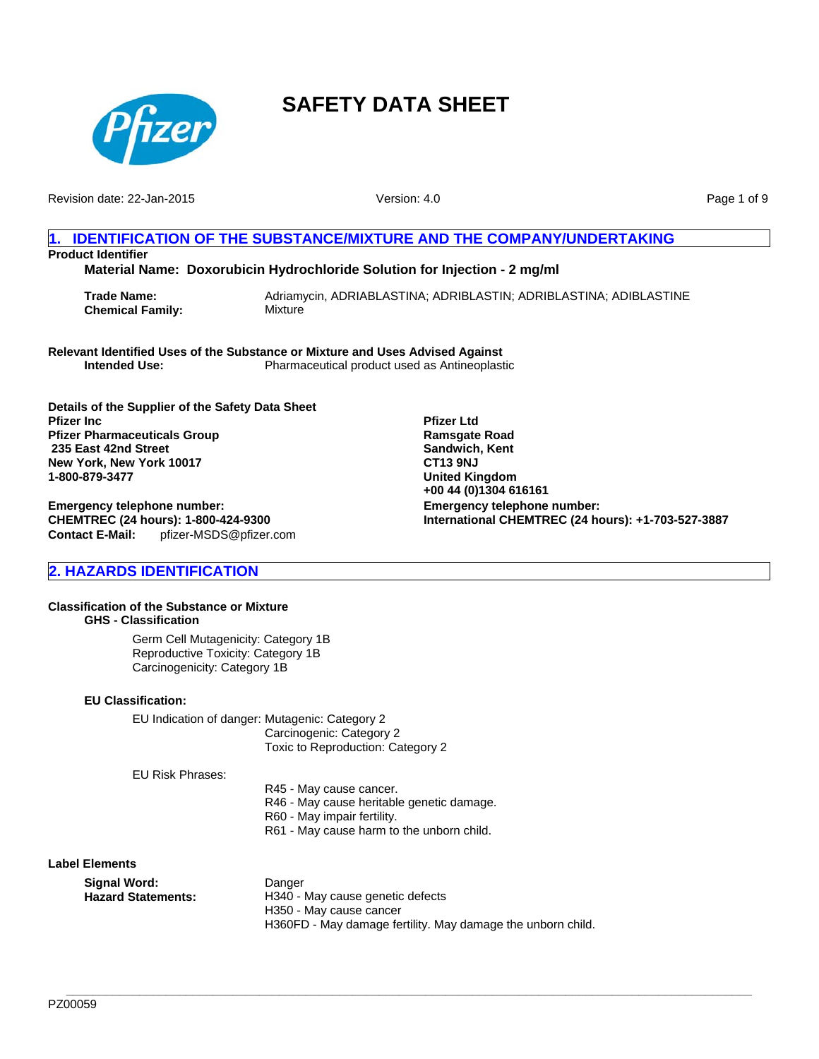# SAFETY DATA SHEET

Revision date: 22-Jan-2015

Version: 4.0

## 1. IDENTIFICATION OF THE SUBSTANCE/MIXTURE AND THE COMPANY/UNDERTAKING

**Product Identifier**

**Material Name: Doxorubicin Hydrochloride Solution for Injection - 2 mg/ml**

**Trade Name:** Adriamycin, ADRIABLASTINA; ADRIBLASTIN; ADRIBLASTINA; ADIBLASTINE
**Chemical Family:** Mixture

**Relevant Identified Uses of the Substance or Mixture and Uses Advised Against**
**Intended Use:** Pharmaceutical product used as Antineoplastic

**Details of the Supplier of the Safety Data Sheet**

**Pfizer Inc**
**Pfizer Pharmaceuticals Group**
**235 East 42nd Street**
**New York, New York 10017**
**1-800-879-3477**

**Emergency telephone number:**
**CHEMTREC (24 hours): 1-800-424-9300**
**Contact E-Mail:** pfizer-MSDS@pfizer.com

**Pfizer Ltd**
**Ramsgate Road**
**Sandwich, Kent**
**CT13 9NJ**
**United Kingdom**
**+00 44 (0)1304 616161**

**Emergency telephone number:**
**International CHEMTREC (24 hours): +1-703-527-3887**

## 2. HAZARDS IDENTIFICATION

**Classification of the Substance or Mixture**

**GHS - Classification**

Germ Cell Mutagenicity: Category 1B
Reproductive Toxicity: Category 1B
Carcinogenicity: Category 1B

**EU Classification:**

EU Indication of danger: Mutagenic: Category 2
Carcinogenic: Category 2
Toxic to Reproduction: Category 2

EU Risk Phrases:

R45 - May cause cancer.
R46 - May cause heritable genetic damage.
R60 - May impair fertility.
R61 - May cause harm to the unborn child.

**Label Elements**

**Signal Word:** Danger
**Hazard Statements:**
H340 - May cause genetic defects
H350 - May cause cancer
H360FD - May damage fertility. May damage the unborn child.

PZ00059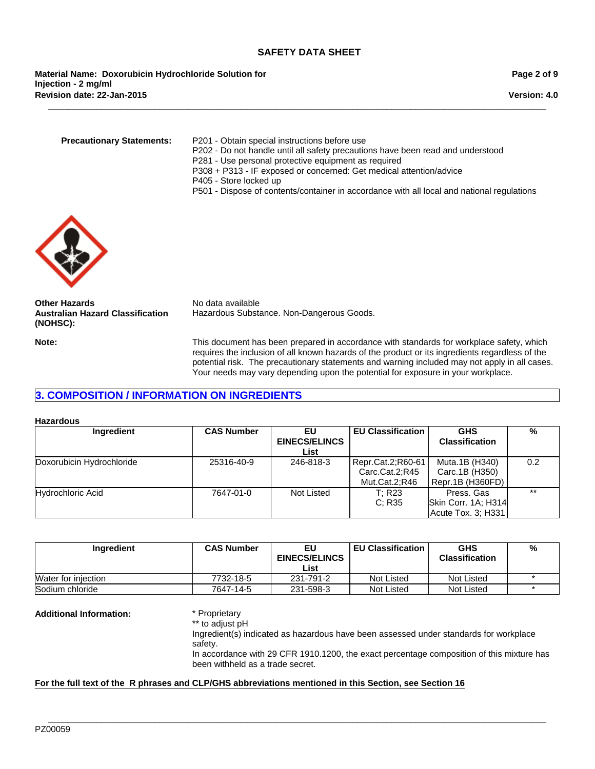**Precautionary Statements:**

P201 - Obtain special instructions before use
P202 - Do not handle until all safety precautions have been read and understood
P281 - Use personal protective equipment as required
P308 + P313 - IF exposed or concerned: Get medical attention/advice
P405 - Store locked up
P501 - Dispose of contents/container in accordance with all local and national regulations

**Other Hazards**
No data available

**Australian Hazard Classification (NOHSC):**
Hazardous Substance. Non-Dangerous Goods.

**Note:**
This document has been prepared in accordance with standards for workplace safety, which requires the inclusion of all known hazards of the product or its ingredients regardless of the potential risk. The precautionary statements and warning included may not apply in all cases. Your needs may vary depending upon the potential for exposure in your workplace.

## 3. COMPOSITION / INFORMATION ON INGREDIENTS

**Hazardous**

| Ingredient | CAS Number | EU EINECS/ELINCS List | EU Classification | GHS Classification | % |
|---|---|---|---|---|---|
| Doxorubicin Hydrochloride | 25316-40-9 | 246-818-3 | Repr.Cat.2;R60-61 Carc.Cat.2;R45 Mut.Cat.2;R46 | Muta.1B (H340) Carc.1B (H350) Repr.1B (H360FD) | 0.2 |
| Hydrochloric Acid | 7647-01-0 | Not Listed | T; R23 C; R35 | Press. Gas Skin Corr. 1A; H314 Acute Tox. 3; H331 | ** |

| Ingredient | CAS Number | EU EINECS/ELINCS List | EU Classification | GHS Classification | % |
|---|---|---|---|---|---|
| Water for injection | 7732-18-5 | 231-791-2 | Not Listed | Not Listed | * |
| Sodium chloride | 7647-14-5 | 231-598-3 | Not Listed | Not Listed | * |

**Additional Information:**

* Proprietary
** to adjust pH
Ingredient(s) indicated as hazardous have been assessed under standards for workplace safety.
In accordance with 29 CFR 1910.1200, the exact percentage composition of this mixture has been withheld as a trade secret.

**For the full text of the R phrases and CLP/GHS abbreviations mentioned in this Section, see Section 16**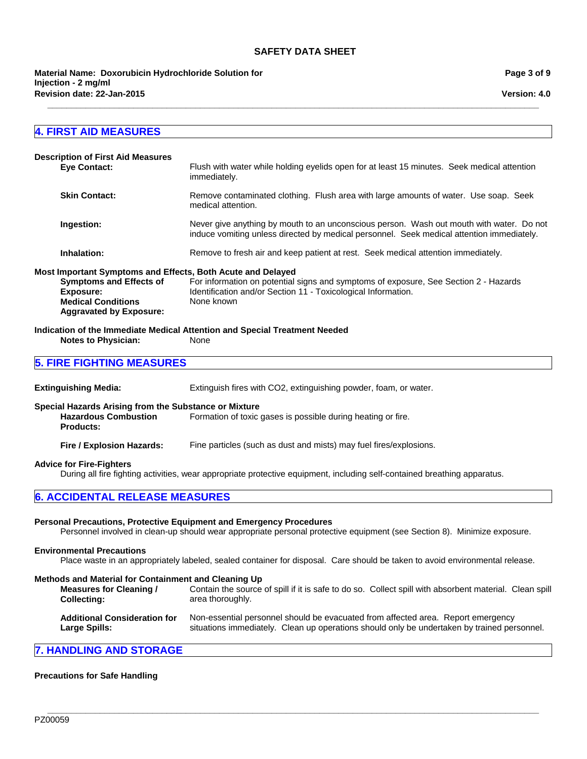## 4. FIRST AID MEASURES

**Description of First Aid Measures**

**Eye Contact:** Flush with water while holding eyelids open for at least 15 minutes. Seek medical attention immediately.

**Skin Contact:** Remove contaminated clothing. Flush area with large amounts of water. Use soap. Seek medical attention.

**Ingestion:** Never give anything by mouth to an unconscious person. Wash out mouth with water. Do not induce vomiting unless directed by medical personnel. Seek medical attention immediately.

**Inhalation:** Remove to fresh air and keep patient at rest. Seek medical attention immediately.

**Most Important Symptoms and Effects, Both Acute and Delayed**

**Symptoms and Effects of Exposure:** For information on potential signs and symptoms of exposure, See Section 2 - Hazards Identification and/or Section 11 - Toxicological Information.

**Medical Conditions Aggravated by Exposure:** None known

**Indication of the Immediate Medical Attention and Special Treatment Needed**

**Notes to Physician:** None

## 5. FIRE FIGHTING MEASURES

**Extinguishing Media:** Extinguish fires with CO2, extinguishing powder, foam, or water.

**Special Hazards Arising from the Substance or Mixture**

**Hazardous Combustion Products:** Formation of toxic gases is possible during heating or fire.

**Fire / Explosion Hazards:** Fine particles (such as dust and mists) may fuel fires/explosions.

**Advice for Fire-Fighters**

During all fire fighting activities, wear appropriate protective equipment, including self-contained breathing apparatus.

## 6. ACCIDENTAL RELEASE MEASURES

**Personal Precautions, Protective Equipment and Emergency Procedures**

Personnel involved in clean-up should wear appropriate personal protective equipment (see Section 8). Minimize exposure.

**Environmental Precautions**

Place waste in an appropriately labeled, sealed container for disposal. Care should be taken to avoid environmental release.

**Methods and Material for Containment and Cleaning Up**

**Measures for Cleaning / Collecting:** Contain the source of spill if it is safe to do so. Collect spill with absorbent material. Clean spill area thoroughly.

**Additional Consideration for Large Spills:** Non-essential personnel should be evacuated from affected area. Report emergency situations immediately. Clean up operations should only be undertaken by trained personnel.

## 7. HANDLING AND STORAGE

**Precautions for Safe Handling**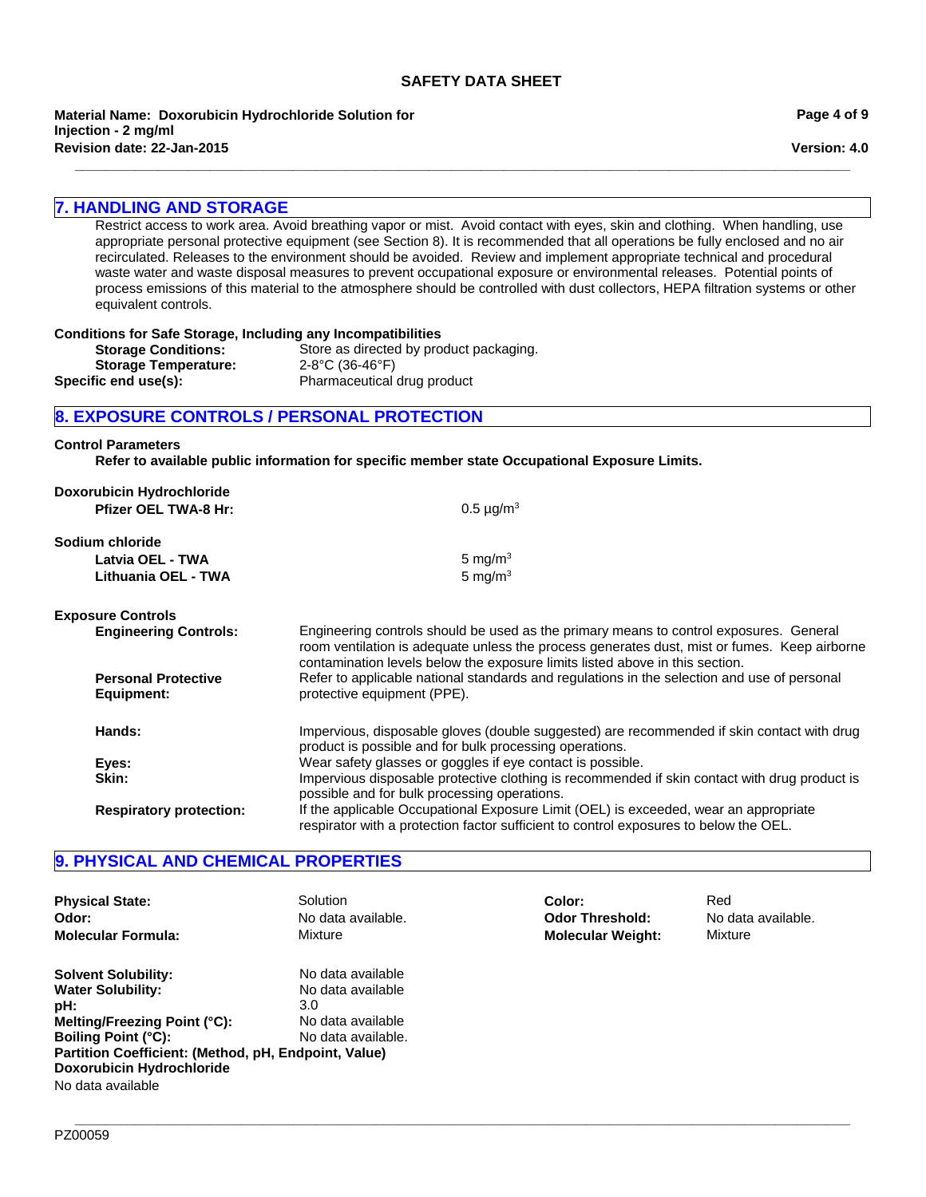## 7. HANDLING AND STORAGE

Restrict access to work area. Avoid breathing vapor or mist. Avoid contact with eyes, skin and clothing. When handling, use appropriate personal protective equipment (see Section 8). It is recommended that all operations be fully enclosed and no air recirculated. Releases to the environment should be avoided. Review and implement appropriate technical and procedural waste water and waste disposal measures to prevent occupational exposure or environmental releases. Potential points of process emissions of this material to the atmosphere should be controlled with dust collectors, HEPA filtration systems or other equivalent controls.

**Conditions for Safe Storage, Including any Incompatibilities**

**Storage Conditions:** Store as directed by product packaging.
**Storage Temperature:** 2-8°C (36-46°F)
**Specific end use(s):** Pharmaceutical drug product

## 8. EXPOSURE CONTROLS / PERSONAL PROTECTION

**Control Parameters**

**Refer to available public information for specific member state Occupational Exposure Limits.**

**Doxorubicin Hydrochloride**
**Pfizer OEL TWA-8 Hr:** 0.5 µg/m$^3$

**Sodium chloride**
**Latvia OEL - TWA** 5 mg/m$^3$
**Lithuania OEL - TWA** 5 mg/m$^3$

**Exposure Controls**

**Engineering Controls:** Engineering controls should be used as the primary means to control exposures. General room ventilation is adequate unless the process generates dust, mist or fumes. Keep airborne contamination levels below the exposure limits listed above in this section.

**Personal Protective Equipment:** Refer to applicable national standards and regulations in the selection and use of personal protective equipment (PPE).

**Hands:** Impervious, disposable gloves (double suggested) are recommended if skin contact with drug product is possible and for bulk processing operations.

**Eyes:** Wear safety glasses or goggles if eye contact is possible.

**Skin:** Impervious disposable protective clothing is recommended if skin contact with drug product is possible and for bulk processing operations.

**Respiratory protection:** If the applicable Occupational Exposure Limit (OEL) is exceeded, wear an appropriate respirator with a protection factor sufficient to control exposures to below the OEL.

## 9. PHYSICAL AND CHEMICAL PROPERTIES

**Physical State:** Solution
**Color:** Red
**Odor:** No data available.
**Odor Threshold:** No data available.
**Molecular Formula:** Mixture
**Molecular Weight:** Mixture

**Solvent Solubility:** No data available
**Water Solubility:** No data available
**pH:** 3.0
**Melting/Freezing Point (°C):** No data available
**Boiling Point (°C):** No data available.
**Partition Coefficient: (Method, pH, Endpoint, Value)**
**Doxorubicin Hydrochloride**
No data available

PZ00059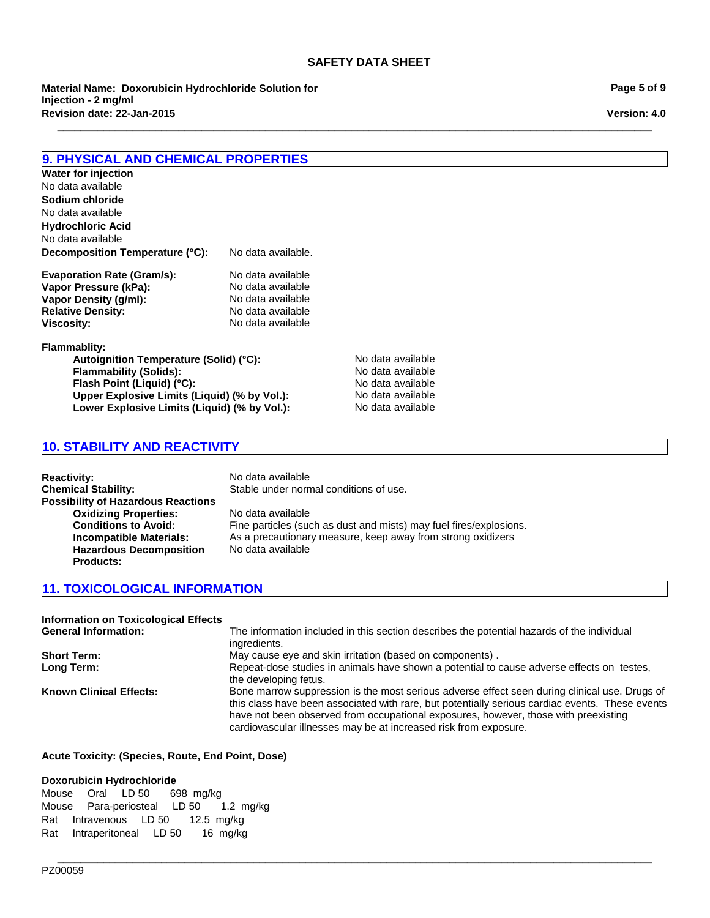## 9. PHYSICAL AND CHEMICAL PROPERTIES

**Water for injection**
No data available
**Sodium chloride**
No data available
**Hydrochloric Acid**
No data available

**Decomposition Temperature (°C):** No data available.

**Evaporation Rate (Gram/s):** No data available
**Vapor Pressure (kPa):** No data available
**Vapor Density (g/ml):** No data available
**Relative Density:** No data available
**Viscosity:** No data available

**Flammablity:**
- **Autoignition Temperature (Solid) (°C):** No data available
- **Flammability (Solids):** No data available
- **Flash Point (Liquid) (°C):** No data available
- **Upper Explosive Limits (Liquid) (% by Vol.):** No data available
- **Lower Explosive Limits (Liquid) (% by Vol.):** No data available

## 10. STABILITY AND REACTIVITY

**Reactivity:** No data available
**Chemical Stability:** Stable under normal conditions of use.
**Possibility of Hazardous Reactions**
- **Oxidizing Properties:** No data available
- **Conditions to Avoid:** Fine particles (such as dust and mists) may fuel fires/explosions.
- **Incompatible Materials:** As a precautionary measure, keep away from strong oxidizers
- **Hazardous Decomposition Products:** No data available

## 11. TOXICOLOGICAL INFORMATION

**Information on Toxicological Effects**
**General Information:** The information included in this section describes the potential hazards of the individual ingredients.

**Short Term:** May cause eye and skin irritation (based on components) .
**Long Term:** Repeat-dose studies in animals have shown a potential to cause adverse effects on testes, the developing fetus.
**Known Clinical Effects:** Bone marrow suppression is the most serious adverse effect seen during clinical use. Drugs of this class have been associated with rare, but potentially serious cardiac events. These events have not been observed from occupational exposures, however, those with preexisting cardiovascular illnesses may be at increased risk from exposure.

**Acute Toxicity: (Species, Route, End Point, Dose)**

**Doxorubicin Hydrochloride**

| Species | Route | End Point | Dose |
|---|---|---|---|
| Mouse | Oral | LD 50 | 698 mg/kg |
| Mouse | Para-periosteal | LD 50 | 1.2 mg/kg |
| Rat | Intravenous | LD 50 | 12.5 mg/kg |
| Rat | Intraperitoneal | LD 50 | 16 mg/kg |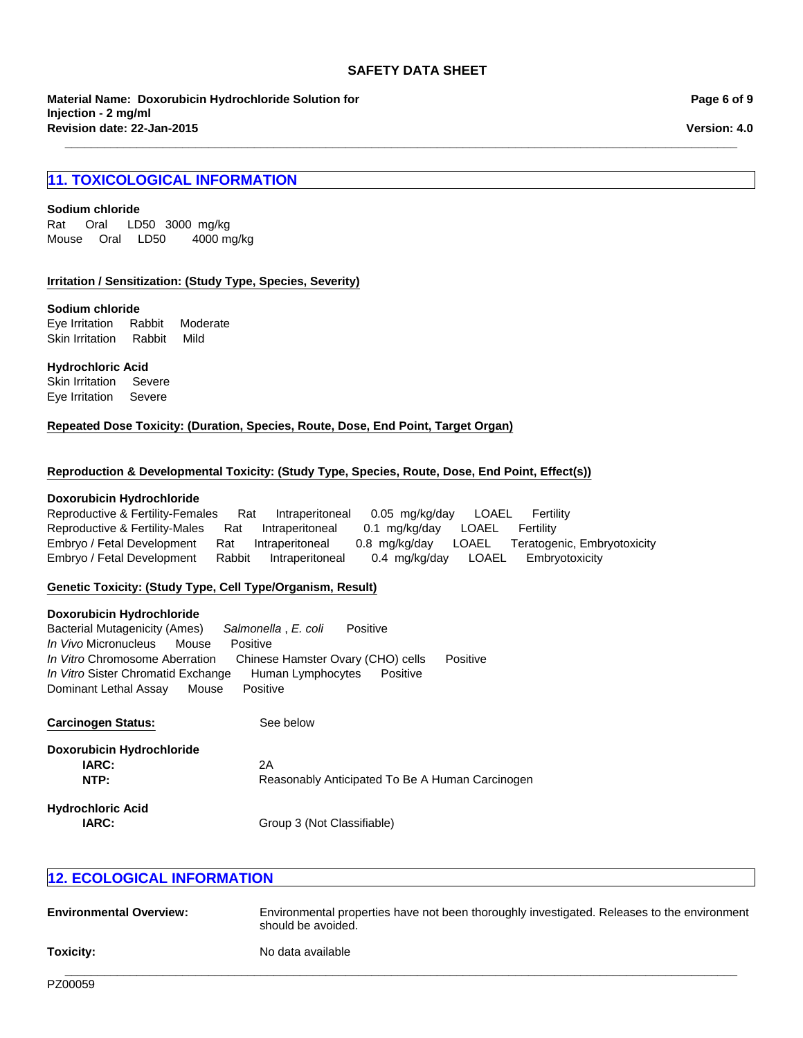## 11. TOXICOLOGICAL INFORMATION

**Sodium chloride**

Rat Oral LD50 3000 mg/kg
Mouse Oral LD50 4000 mg/kg

**Irritation / Sensitization: (Study Type, Species, Severity)**

**Sodium chloride**

Eye Irritation Rabbit Moderate
Skin Irritation Rabbit Mild

**Hydrochloric Acid**

Skin Irritation Severe
Eye Irritation Severe

**Repeated Dose Toxicity: (Duration, Species, Route, Dose, End Point, Target Organ)**

**Reproduction & Developmental Toxicity: (Study Type, Species, Route, Dose, End Point, Effect(s))**

**Doxorubicin Hydrochloride**

Reproductive & Fertility-Females Rat Intraperitoneal 0.05 mg/kg/day LOAEL Fertility
Reproductive & Fertility-Males Rat Intraperitoneal 0.1 mg/kg/day LOAEL Fertility
Embryo / Fetal Development Rat Intraperitoneal 0.8 mg/kg/day LOAEL Teratogenic, Embryotoxicity
Embryo / Fetal Development Rabbit Intraperitoneal 0.4 mg/kg/day LOAEL Embryotoxicity

**Genetic Toxicity: (Study Type, Cell Type/Organism, Result)**

**Doxorubicin Hydrochloride**

Bacterial Mutagenicity (Ames) *Salmonella* , *E. coli* Positive
*In Vivo* Micronucleus Mouse Positive
*In Vitro* Chromosome Aberration Chinese Hamster Ovary (CHO) cells Positive
*In Vitro* Sister Chromatid Exchange Human Lymphocytes Positive
Dominant Lethal Assay Mouse Positive

**Carcinogen Status:** See below

**Doxorubicin Hydrochloride**

**IARC:** 2A
**NTP:** Reasonably Anticipated To Be A Human Carcinogen

**Hydrochloric Acid**

**IARC:** Group 3 (Not Classifiable)

## 12. ECOLOGICAL INFORMATION

**Environmental Overview:** Environmental properties have not been thoroughly investigated. Releases to the environment should be avoided.

**Toxicity:** No data available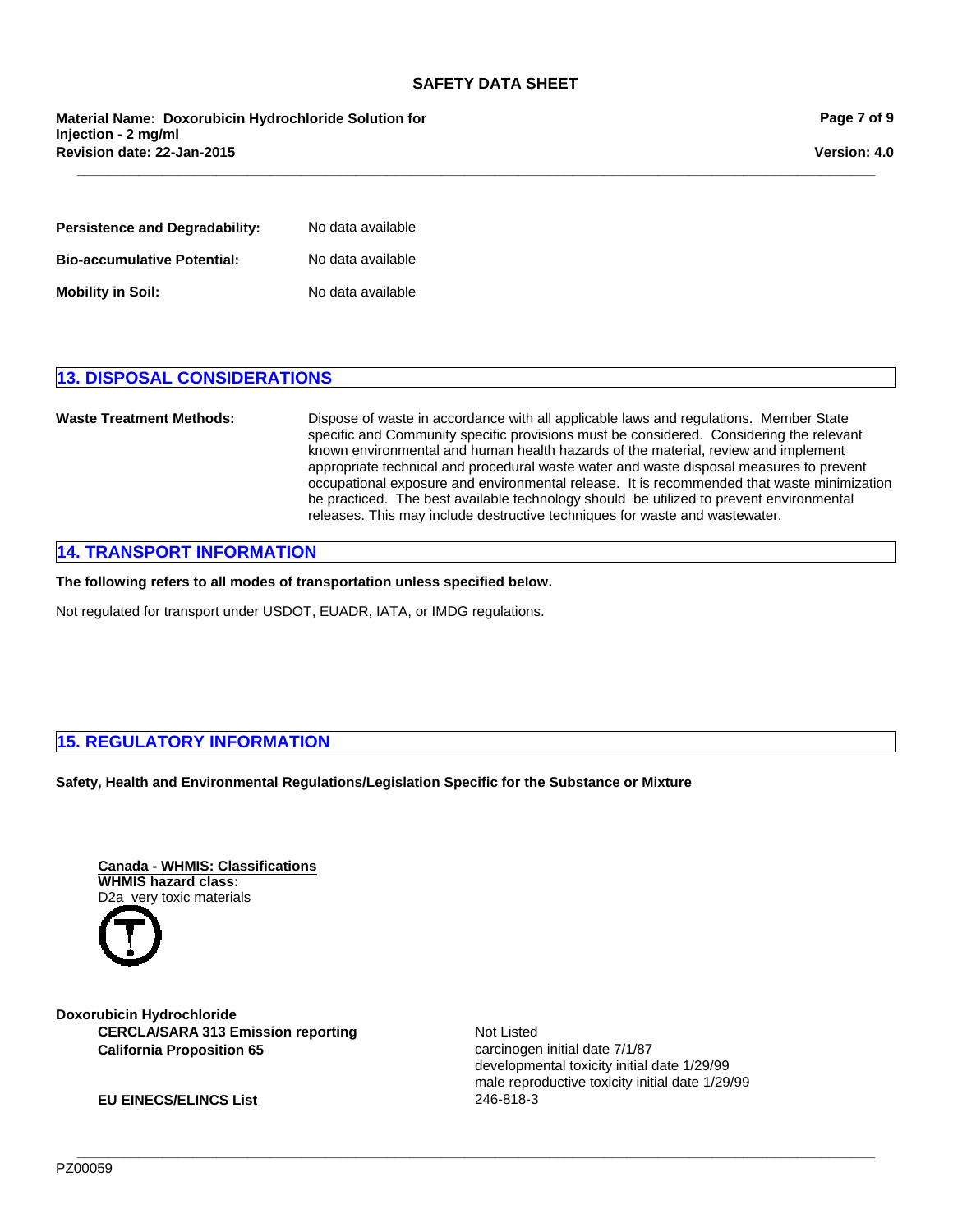**Persistence and Degradability:** No data available

**Bio-accumulative Potential:** No data available

**Mobility in Soil:** No data available

## 13. DISPOSAL CONSIDERATIONS

**Waste Treatment Methods:** Dispose of waste in accordance with all applicable laws and regulations. Member State specific and Community specific provisions must be considered. Considering the relevant known environmental and human health hazards of the material, review and implement appropriate technical and procedural waste water and waste disposal measures to prevent occupational exposure and environmental release. It is recommended that waste minimization be practiced. The best available technology should be utilized to prevent environmental releases. This may include destructive techniques for waste and wastewater.

## 14. TRANSPORT INFORMATION

**The following refers to all modes of transportation unless specified below.**

Not regulated for transport under USDOT, EUADR, IATA, or IMDG regulations.

## 15. REGULATORY INFORMATION

**Safety, Health and Environmental Regulations/Legislation Specific for the Substance or Mixture**

**Canada - WHMIS: Classifications**
**WHMIS hazard class:**
D2a very toxic materials

**Doxorubicin Hydrochloride**

| | |
|---|---|
| **CERCLA/SARA 313 Emission reporting** | Not Listed |
| **California Proposition 65** | carcinogen initial date 7/1/87<br>developmental toxicity initial date 1/29/99<br>male reproductive toxicity initial date 1/29/99 |
| **EU EINECS/ELINCS List** | 246-818-3 |

PZ00059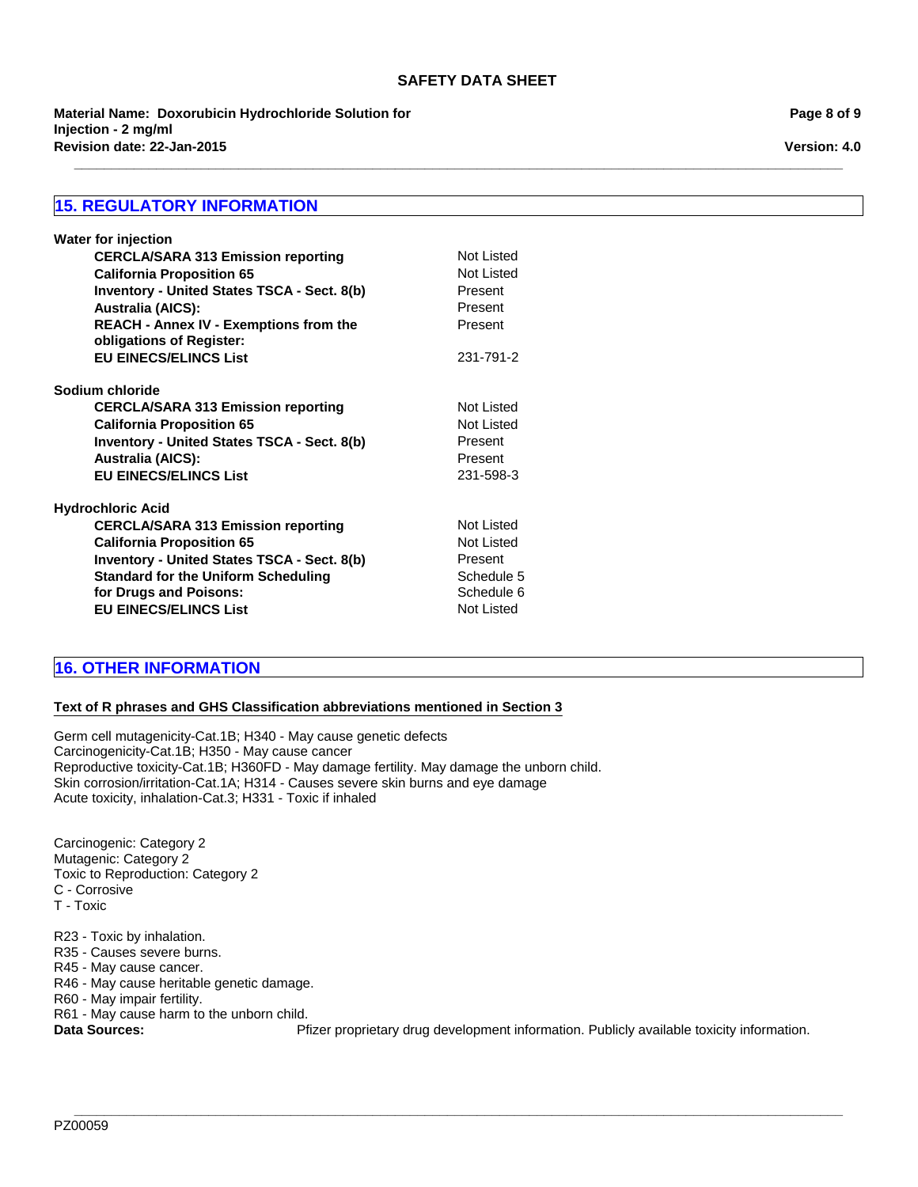## 15. REGULATORY INFORMATION

**Water for injection**

| | |
|---|---|
| **CERCLA/SARA 313 Emission reporting** | Not Listed |
| **California Proposition 65** | Not Listed |
| **Inventory - United States TSCA - Sect. 8(b)** | Present |
| **Australia (AICS):** | Present |
| **REACH - Annex IV - Exemptions from the obligations of Register:** | Present |
| **EU EINECS/ELINCS List** | 231-791-2 |

**Sodium chloride**

| | |
|---|---|
| **CERCLA/SARA 313 Emission reporting** | Not Listed |
| **California Proposition 65** | Not Listed |
| **Inventory - United States TSCA - Sect. 8(b)** | Present |
| **Australia (AICS):** | Present |
| **EU EINECS/ELINCS List** | 231-598-3 |

**Hydrochloric Acid**

| | |
|---|---|
| **CERCLA/SARA 313 Emission reporting** | Not Listed |
| **California Proposition 65** | Not Listed |
| **Inventory - United States TSCA - Sect. 8(b)** | Present |
| **Standard for the Uniform Scheduling for Drugs and Poisons:** | Schedule 5<br>Schedule 6 |
| **EU EINECS/ELINCS List** | Not Listed |

## 16. OTHER INFORMATION

**Text of R phrases and GHS Classification abbreviations mentioned in Section 3**

Germ cell mutagenicity-Cat.1B; H340 - May cause genetic defects
Carcinogenicity-Cat.1B; H350 - May cause cancer
Reproductive toxicity-Cat.1B; H360FD - May damage fertility. May damage the unborn child.
Skin corrosion/irritation-Cat.1A; H314 - Causes severe skin burns and eye damage
Acute toxicity, inhalation-Cat.3; H331 - Toxic if inhaled

Carcinogenic: Category 2
Mutagenic: Category 2
Toxic to Reproduction: Category 2
C - Corrosive
T - Toxic

R23 - Toxic by inhalation.
R35 - Causes severe burns.
R45 - May cause cancer.
R46 - May cause heritable genetic damage.
R60 - May impair fertility.
R61 - May cause harm to the unborn child.

**Data Sources:** Pfizer proprietary drug development information. Publicly available toxicity information.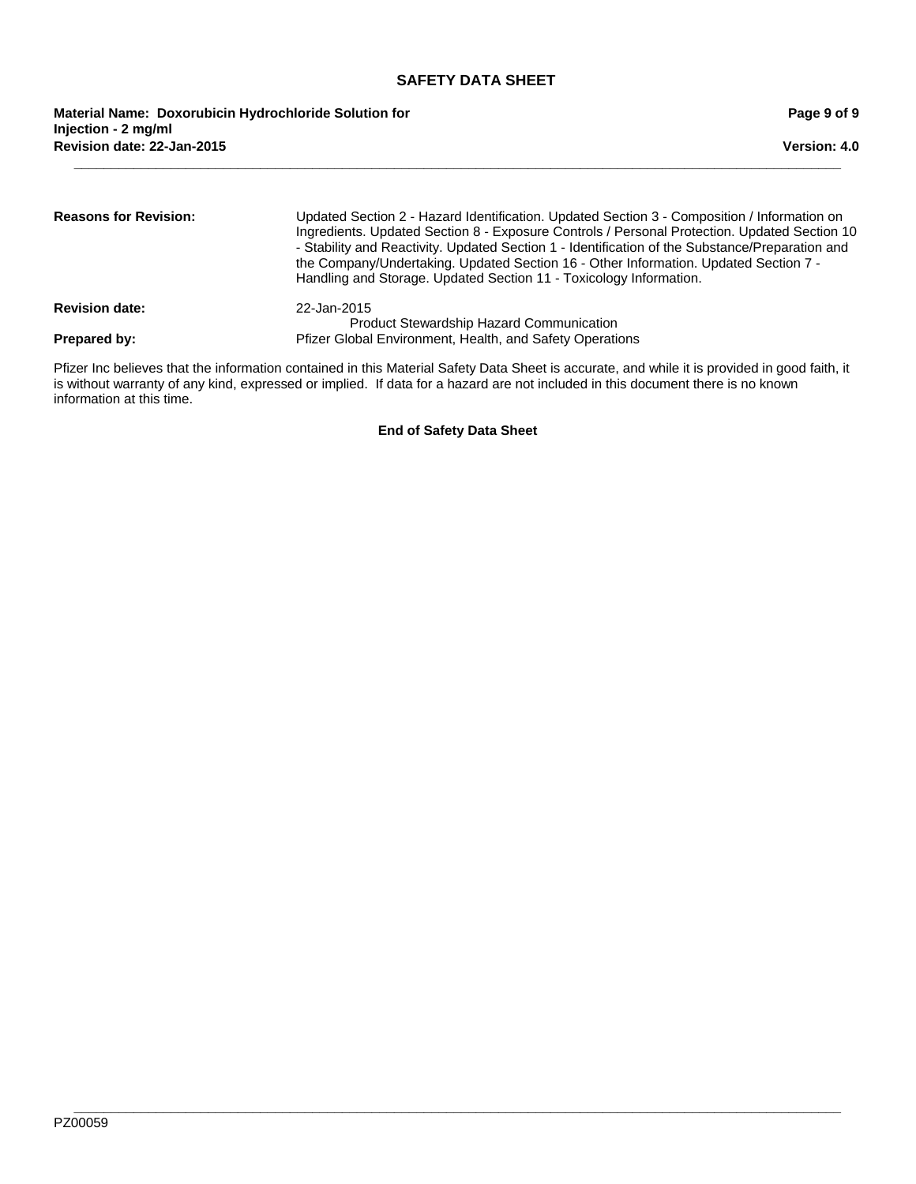**Reasons for Revision:** Updated Section 2 - Hazard Identification. Updated Section 3 - Composition / Information on Ingredients. Updated Section 8 - Exposure Controls / Personal Protection. Updated Section 10 - Stability and Reactivity. Updated Section 1 - Identification of the Substance/Preparation and the Company/Undertaking. Updated Section 16 - Other Information. Updated Section 7 - Handling and Storage. Updated Section 11 - Toxicology Information.

**Revision date:** 22-Jan-2015

**Prepared by:** Product Stewardship Hazard Communication
Pfizer Global Environment, Health, and Safety Operations

Pfizer Inc believes that the information contained in this Material Safety Data Sheet is accurate, and while it is provided in good faith, it is without warranty of any kind, expressed or implied. If data for a hazard are not included in this document there is no known information at this time.

**End of Safety Data Sheet**

PZ00059